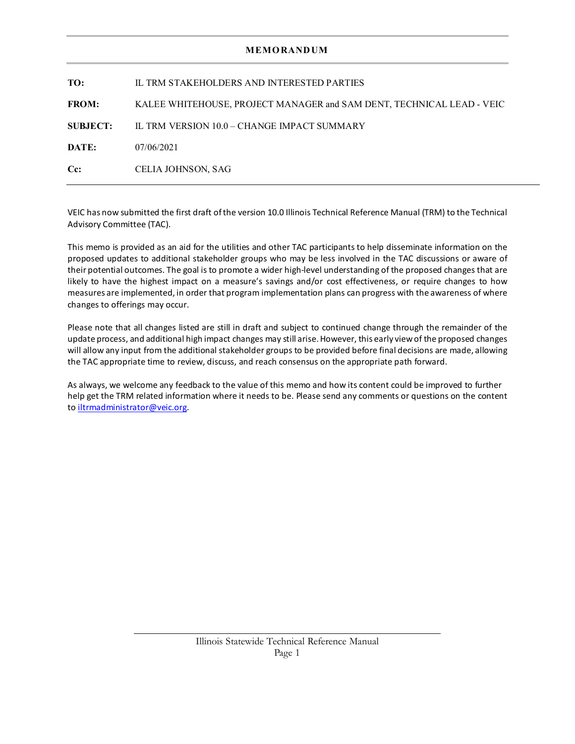# MEMORANDUM

| | |
|---|---|
| **TO:** | IL TRM STAKEHOLDERS AND INTERESTED PARTIES |
| **FROM:** | KALEE WHITEHOUSE, PROJECT MANAGER and SAM DENT, TECHNICAL LEAD - VEIC |
| **SUBJECT:** | IL TRM VERSION 10.0 – CHANGE IMPACT SUMMARY |
| **DATE:** | 07/06/2021 |
| **Cc:** | CELIA JOHNSON, SAG |

VEIC has now submitted the first draft of the version 10.0 Illinois Technical Reference Manual (TRM) to the Technical Advisory Committee (TAC).

This memo is provided as an aid for the utilities and other TAC participants to help disseminate information on the proposed updates to additional stakeholder groups who may be less involved in the TAC discussions or aware of their potential outcomes. The goal is to promote a wider high-level understanding of the proposed changes that are likely to have the highest impact on a measure's savings and/or cost effectiveness, or require changes to how measures are implemented, in order that program implementation plans can progress with the awareness of where changes to offerings may occur.

Please note that all changes listed are still in draft and subject to continued change through the remainder of the update process, and additional high impact changes may still arise. However, this early view of the proposed changes will allow any input from the additional stakeholder groups to be provided before final decisions are made, allowing the TAC appropriate time to review, discuss, and reach consensus on the appropriate path forward.

As always, we welcome any feedback to the value of this memo and how its content could be improved to further help get the TRM related information where it needs to be. Please send any comments or questions on the content to iltrmadministrator@veic.org.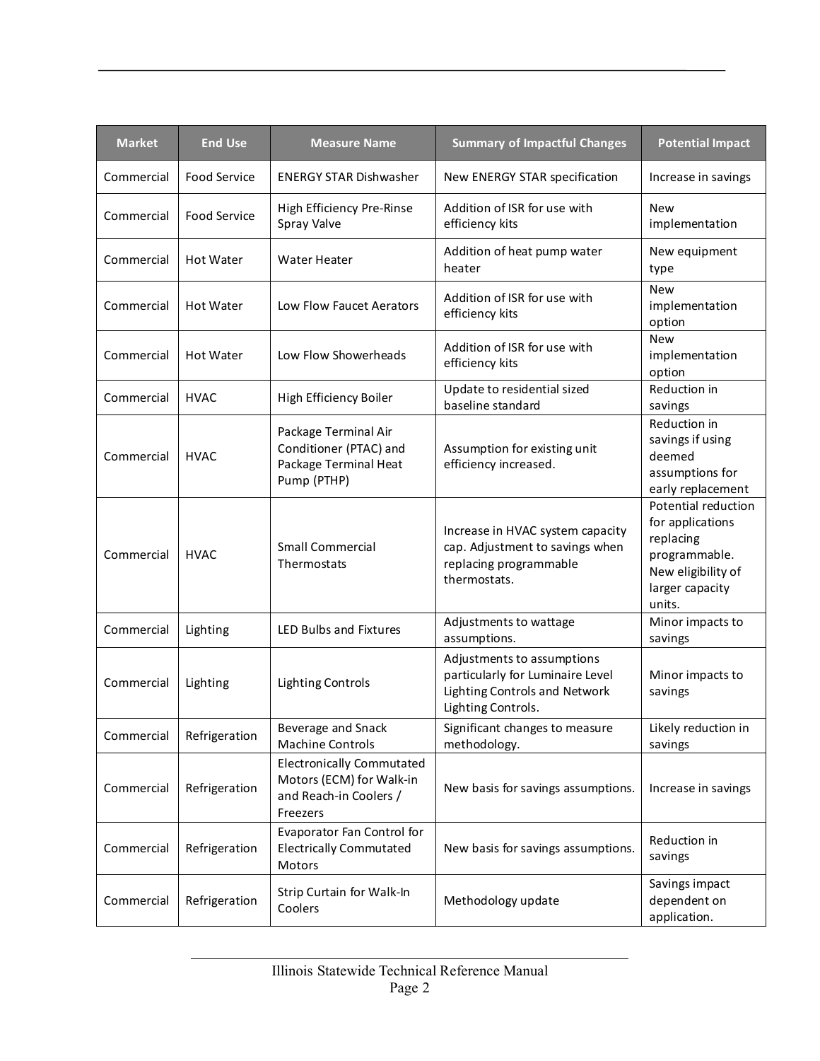| Market | End Use | Measure Name | Summary of Impactful Changes | Potential Impact |
|---|---|---|---|---|
| Commercial | Food Service | ENERGY STAR Dishwasher | New ENERGY STAR specification | Increase in savings |
| Commercial | Food Service | High Efficiency Pre-Rinse Spray Valve | Addition of ISR for use with efficiency kits | New implementation |
| Commercial | Hot Water | Water Heater | Addition of heat pump water heater | New equipment type |
| Commercial | Hot Water | Low Flow Faucet Aerators | Addition of ISR for use with efficiency kits | New implementation option |
| Commercial | Hot Water | Low Flow Showerheads | Addition of ISR for use with efficiency kits | New implementation option |
| Commercial | HVAC | High Efficiency Boiler | Update to residential sized baseline standard | Reduction in savings |
| Commercial | HVAC | Package Terminal Air Conditioner (PTAC) and Package Terminal Heat Pump (PTHP) | Assumption for existing unit efficiency increased. | Reduction in savings if using deemed assumptions for early replacement |
| Commercial | HVAC | Small Commercial Thermostats | Increase in HVAC system capacity cap. Adjustment to savings when replacing programmable thermostats. | Potential reduction for applications replacing programmable. New eligibility of larger capacity units. |
| Commercial | Lighting | LED Bulbs and Fixtures | Adjustments to wattage assumptions. | Minor impacts to savings |
| Commercial | Lighting | Lighting Controls | Adjustments to assumptions particularly for Luminaire Level Lighting Controls and Network Lighting Controls. | Minor impacts to savings |
| Commercial | Refrigeration | Beverage and Snack Machine Controls | Significant changes to measure methodology. | Likely reduction in savings |
| Commercial | Refrigeration | Electronically Commutated Motors (ECM) for Walk-in and Reach-in Coolers / Freezers | New basis for savings assumptions. | Increase in savings |
| Commercial | Refrigeration | Evaporator Fan Control for Electrically Commutated Motors | New basis for savings assumptions. | Reduction in savings |
| Commercial | Refrigeration | Strip Curtain for Walk-In Coolers | Methodology update | Savings impact dependent on application. |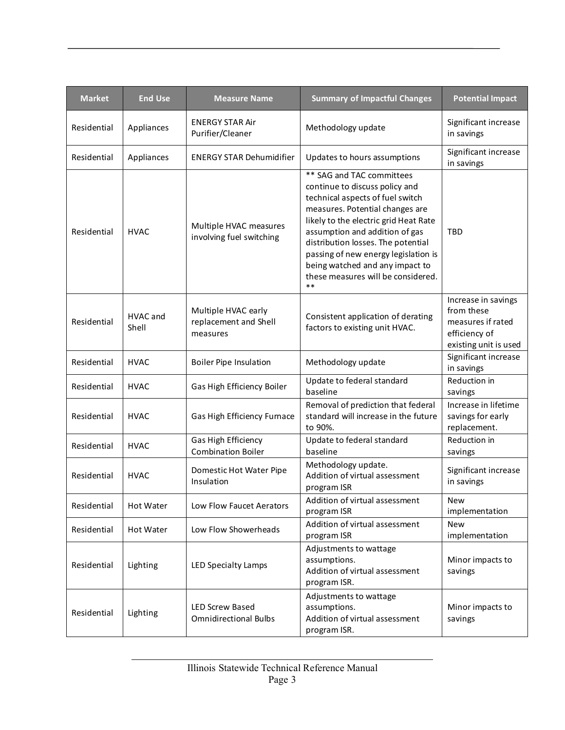| Market | End Use | Measure Name | Summary of Impactful Changes | Potential Impact |
|---|---|---|---|---|
| Residential | Appliances | ENERGY STAR Air Purifier/Cleaner | Methodology update | Significant increase in savings |
| Residential | Appliances | ENERGY STAR Dehumidifier | Updates to hours assumptions | Significant increase in savings |
| Residential | HVAC | Multiple HVAC measures involving fuel switching | ** SAG and TAC committees continue to discuss policy and technical aspects of fuel switch measures. Potential changes are likely to the electric grid Heat Rate assumption and addition of gas distribution losses. The potential passing of new energy legislation is being watched and any impact to these measures will be considered. ** | TBD |
| Residential | HVAC and Shell | Multiple HVAC early replacement and Shell measures | Consistent application of derating factors to existing unit HVAC. | Increase in savings from these measures if rated efficiency of existing unit is used |
| Residential | HVAC | Boiler Pipe Insulation | Methodology update | Significant increase in savings |
| Residential | HVAC | Gas High Efficiency Boiler | Update to federal standard baseline | Reduction in savings |
| Residential | HVAC | Gas High Efficiency Furnace | Removal of prediction that federal standard will increase in the future to 90%. | Increase in lifetime savings for early replacement. |
| Residential | HVAC | Gas High Efficiency Combination Boiler | Update to federal standard baseline | Reduction in savings |
| Residential | HVAC | Domestic Hot Water Pipe Insulation | Methodology update.<br>Addition of virtual assessment program ISR | Significant increase in savings |
| Residential | Hot Water | Low Flow Faucet Aerators | Addition of virtual assessment program ISR | New implementation |
| Residential | Hot Water | Low Flow Showerheads | Addition of virtual assessment program ISR | New implementation |
| Residential | Lighting | LED Specialty Lamps | Adjustments to wattage assumptions.<br>Addition of virtual assessment program ISR. | Minor impacts to savings |
| Residential | Lighting | LED Screw Based Omnidirectional Bulbs | Adjustments to wattage assumptions.<br>Addition of virtual assessment program ISR. | Minor impacts to savings |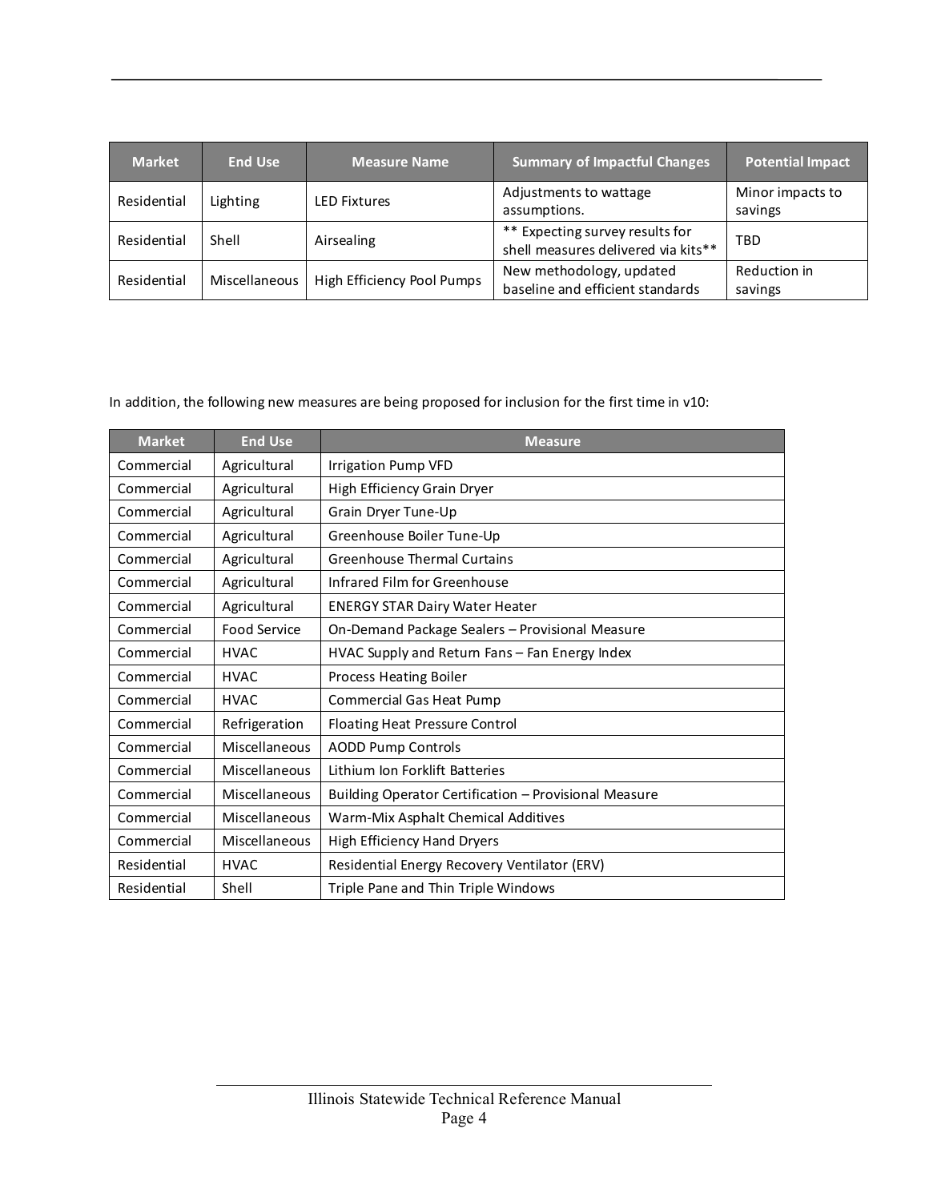| Market | End Use | Measure Name | Summary of Impactful Changes | Potential Impact |
|---|---|---|---|---|
| Residential | Lighting | LED Fixtures | Adjustments to wattage assumptions. | Minor impacts to savings |
| Residential | Shell | Airsealing | ** Expecting survey results for shell measures delivered via kits** | TBD |
| Residential | Miscellaneous | High Efficiency Pool Pumps | New methodology, updated baseline and efficient standards | Reduction in savings |

In addition, the following new measures are being proposed for inclusion for the first time in v10:

| Market | End Use | Measure |
|---|---|---|
| Commercial | Agricultural | Irrigation Pump VFD |
| Commercial | Agricultural | High Efficiency Grain Dryer |
| Commercial | Agricultural | Grain Dryer Tune-Up |
| Commercial | Agricultural | Greenhouse Boiler Tune-Up |
| Commercial | Agricultural | Greenhouse Thermal Curtains |
| Commercial | Agricultural | Infrared Film for Greenhouse |
| Commercial | Agricultural | ENERGY STAR Dairy Water Heater |
| Commercial | Food Service | On-Demand Package Sealers – Provisional Measure |
| Commercial | HVAC | HVAC Supply and Return Fans – Fan Energy Index |
| Commercial | HVAC | Process Heating Boiler |
| Commercial | HVAC | Commercial Gas Heat Pump |
| Commercial | Refrigeration | Floating Heat Pressure Control |
| Commercial | Miscellaneous | AODD Pump Controls |
| Commercial | Miscellaneous | Lithium Ion Forklift Batteries |
| Commercial | Miscellaneous | Building Operator Certification – Provisional Measure |
| Commercial | Miscellaneous | Warm-Mix Asphalt Chemical Additives |
| Commercial | Miscellaneous | High Efficiency Hand Dryers |
| Residential | HVAC | Residential Energy Recovery Ventilator (ERV) |
| Residential | Shell | Triple Pane and Thin Triple Windows |